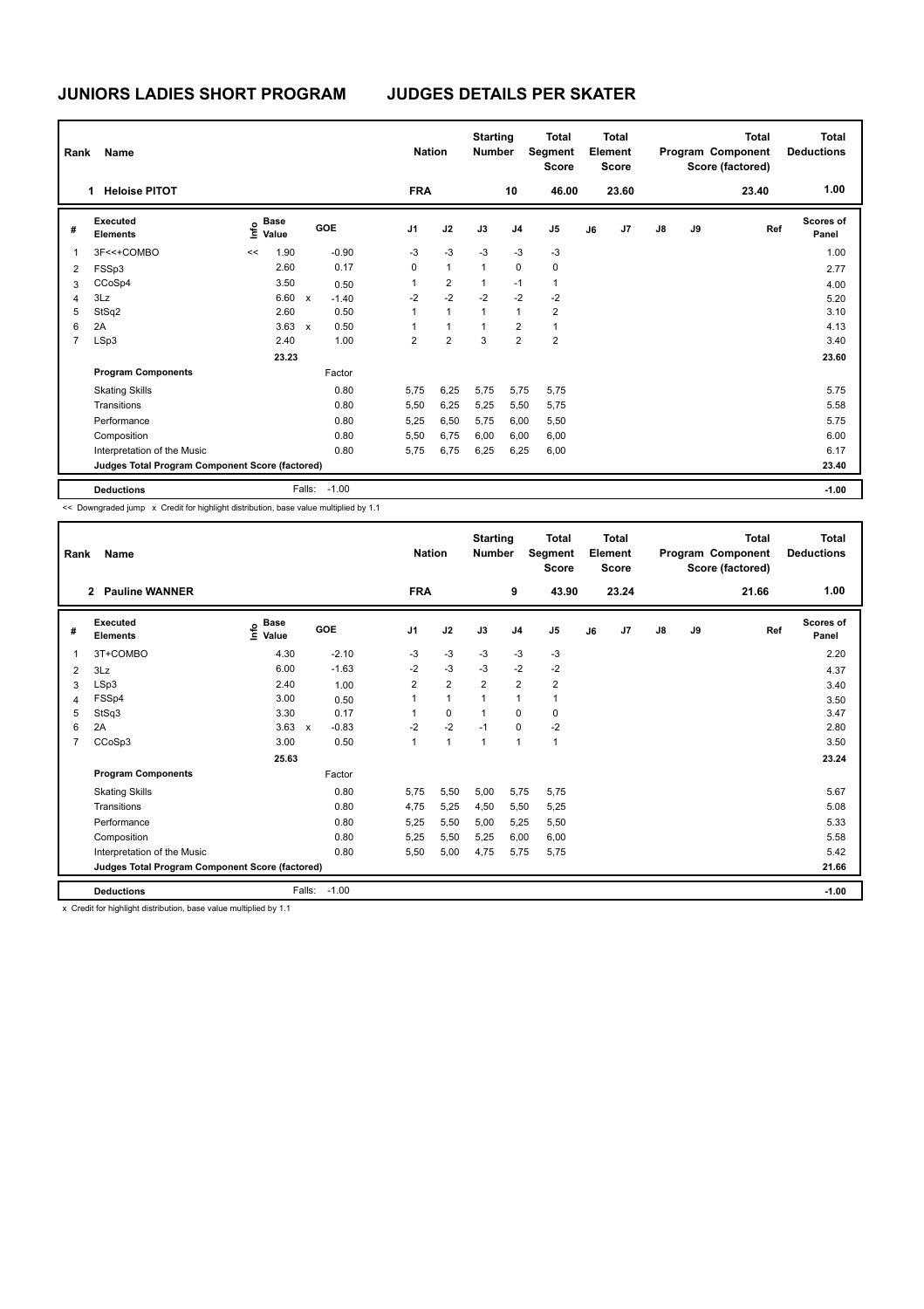# JUNIORS LADIES SHORT PROGRAM — JUDGES DETAILS PER SKATER

| Rank | Name | Nation | Starting Number | Total Segment Score | Total Element Score | Total Program Component Score (factored) | Total Deductions |
|---|---|---|---|---|---|---|---|
| 1 | Heloise PITOT | FRA | 10 | 46.00 | 23.60 | 23.40 | 1.00 |

| # | Executed Elements | Info | Base Value | | GOE | J1 | J2 | J3 | J4 | J5 | J6 | J7 | J8 | J9 | Ref | Scores of Panel |
|---|---|---|---|---|---|---|---|---|---|---|---|---|---|---|---|---|
| 1 | 3F<<+COMBO | << | 1.90 | | -0.90 | -3 | -3 | -3 | -3 | -3 | | | | | | 1.00 |
| 2 | FSSp3 | | 2.60 | | 0.17 | 0 | 1 | 1 | 0 | 0 | | | | | | 2.77 |
| 3 | CCoSp4 | | 3.50 | | 0.50 | 1 | 2 | 1 | -1 | 1 | | | | | | 4.00 |
| 4 | 3Lz | | 6.60 | x | -1.40 | -2 | -2 | -2 | -2 | -2 | | | | | | 5.20 |
| 5 | StSq2 | | 2.60 | | 0.50 | 1 | 1 | 1 | 1 | 2 | | | | | | 3.10 |
| 6 | 2A | | 3.63 | x | 0.50 | 1 | 1 | 1 | 2 | 1 | | | | | | 4.13 |
| 7 | LSp3 | | 2.40 | | 1.00 | 2 | 2 | 3 | 2 | 2 | | | | | | 3.40 |
| | | | 23.23 | | | | | | | | | | | | | 23.60 |
| | **Program Components** | | | | Factor | | | | | | | | | | | |
| | Skating Skills | | | | 0.80 | 5,75 | 6,25 | 5,75 | 5,75 | 5,75 | | | | | | 5.75 |
| | Transitions | | | | 0.80 | 5,50 | 6,25 | 5,25 | 5,50 | 5,75 | | | | | | 5.58 |
| | Performance | | | | 0.80 | 5,25 | 6,50 | 5,75 | 6,00 | 5,50 | | | | | | 5.75 |
| | Composition | | | | 0.80 | 5,50 | 6,75 | 6,00 | 6,00 | 6,00 | | | | | | 6.00 |
| | Interpretation of the Music | | | | 0.80 | 5,75 | 6,75 | 6,25 | 6,25 | 6,00 | | | | | | 6.17 |
| | **Judges Total Program Component Score (factored)** | | | | | | | | | | | | | | | 23.40 |
| | **Deductions** | | | Falls: | -1.00 | | | | | | | | | | | -1.00 |

<< Downgraded jump x Credit for highlight distribution, base value multiplied by 1.1

| Rank | Name | Nation | Starting Number | Total Segment Score | Total Element Score | Total Program Component Score (factored) | Total Deductions |
|---|---|---|---|---|---|---|---|
| 2 | Pauline WANNER | FRA | 9 | 43.90 | 23.24 | 21.66 | 1.00 |

| # | Executed Elements | Info | Base Value | | GOE | J1 | J2 | J3 | J4 | J5 | J6 | J7 | J8 | J9 | Ref | Scores of Panel |
|---|---|---|---|---|---|---|---|---|---|---|---|---|---|---|---|---|
| 1 | 3T+COMBO | | 4.30 | | -2.10 | -3 | -3 | -3 | -3 | -3 | | | | | | 2.20 |
| 2 | 3Lz | | 6.00 | | -1.63 | -2 | -3 | -3 | -2 | -2 | | | | | | 4.37 |
| 3 | LSp3 | | 2.40 | | 1.00 | 2 | 2 | 2 | 2 | 2 | | | | | | 3.40 |
| 4 | FSSp4 | | 3.00 | | 0.50 | 1 | 1 | 1 | 1 | 1 | | | | | | 3.50 |
| 5 | StSq3 | | 3.30 | | 0.17 | 1 | 0 | 1 | 0 | 0 | | | | | | 3.47 |
| 6 | 2A | | 3.63 | x | -0.83 | -2 | -2 | -1 | 0 | -2 | | | | | | 2.80 |
| 7 | CCoSp3 | | 3.00 | | 0.50 | 1 | 1 | 1 | 1 | 1 | | | | | | 3.50 |
| | | | 25.63 | | | | | | | | | | | | | 23.24 |
| | **Program Components** | | | | Factor | | | | | | | | | | | |
| | Skating Skills | | | | 0.80 | 5,75 | 5,50 | 5,00 | 5,75 | 5,75 | | | | | | 5.67 |
| | Transitions | | | | 0.80 | 4,75 | 5,25 | 4,50 | 5,50 | 5,25 | | | | | | 5.08 |
| | Performance | | | | 0.80 | 5,25 | 5,50 | 5,00 | 5,25 | 5,50 | | | | | | 5.33 |
| | Composition | | | | 0.80 | 5,25 | 5,50 | 5,25 | 6,00 | 6,00 | | | | | | 5.58 |
| | Interpretation of the Music | | | | 0.80 | 5,50 | 5,00 | 4,75 | 5,75 | 5,75 | | | | | | 5.42 |
| | **Judges Total Program Component Score (factored)** | | | | | | | | | | | | | | | 21.66 |
| | **Deductions** | | | Falls: | -1.00 | | | | | | | | | | | -1.00 |

x Credit for highlight distribution, base value multiplied by 1.1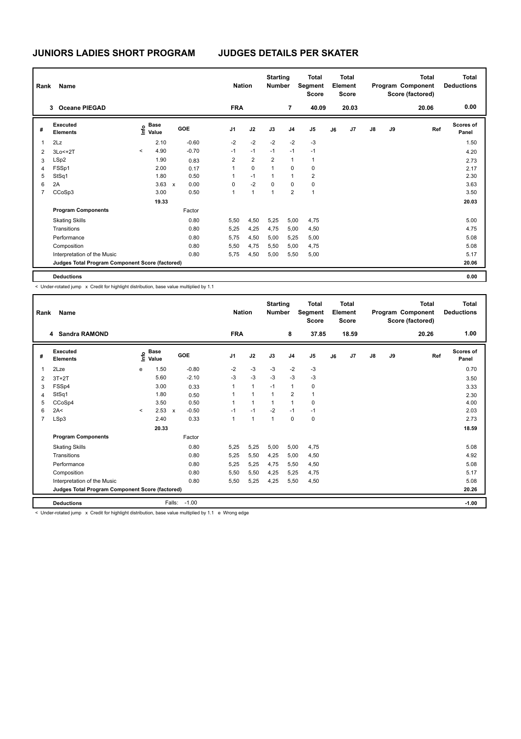# JUNIORS LADIES SHORT PROGRAM JUDGES DETAILS PER SKATER

| Rank | Name | Nation | Starting Number | Total Segment Score | Total Element Score | Total Program Component Score (factored) | Total Deductions |
|---|---|---|---|---|---|---|---|
| 3 | Oceane PIEGAD | FRA | 7 | 40.09 | 20.03 | 20.06 | 0.00 |

| # | Executed Elements | Info | Base Value | | GOE | J1 | J2 | J3 | J4 | J5 | J6 | J7 | J8 | J9 | Ref | Scores of Panel |
|---|---|---|---|---|---|---|---|---|---|---|---|---|---|---|---|---|
| 1 | 2Lz | | 2.10 | | -0.60 | -2 | -2 | -2 | -2 | -3 | | | | | | 1.50 |
| 2 | 3Lo<+2T | < | 4.90 | | -0.70 | -1 | -1 | -1 | -1 | -1 | | | | | | 4.20 |
| 3 | LSp2 | | 1.90 | | 0.83 | 2 | 2 | 2 | 1 | 1 | | | | | | 2.73 |
| 4 | FSSp1 | | 2.00 | | 0.17 | 1 | 0 | 1 | 0 | 0 | | | | | | 2.17 |
| 5 | StSq1 | | 1.80 | | 0.50 | 1 | -1 | 1 | 1 | 2 | | | | | | 2.30 |
| 6 | 2A | | 3.63 | x | 0.00 | 0 | -2 | 0 | 0 | 0 | | | | | | 3.63 |
| 7 | CCoSp3 | | 3.00 | | 0.50 | 1 | 1 | 1 | 2 | 1 | | | | | | 3.50 |
| | | | 19.33 | | | | | | | | | | | | | 20.03 |
| | **Program Components** | | | | Factor | | | | | | | | | | | |
| | Skating Skills | | | | 0.80 | 5,50 | 4,50 | 5,25 | 5,00 | 4,75 | | | | | | 5.00 |
| | Transitions | | | | 0.80 | 5,25 | 4,25 | 4,75 | 5,00 | 4,50 | | | | | | 4.75 |
| | Performance | | | | 0.80 | 5,75 | 4,50 | 5,00 | 5,25 | 5,00 | | | | | | 5.08 |
| | Composition | | | | 0.80 | 5,50 | 4,75 | 5,50 | 5,00 | 4,75 | | | | | | 5.08 |
| | Interpretation of the Music | | | | 0.80 | 5,75 | 4,50 | 5,00 | 5,50 | 5,00 | | | | | | 5.17 |
| | **Judges Total Program Component Score (factored)** | | | | | | | | | | | | | | | 20.06 |
| | **Deductions** | | | | | | | | | | | | | | | 0.00 |

< Under-rotated jump x Credit for highlight distribution, base value multiplied by 1.1

| Rank | Name | Nation | Starting Number | Total Segment Score | Total Element Score | Total Program Component Score (factored) | Total Deductions |
|---|---|---|---|---|---|---|---|
| 4 | Sandra RAMOND | FRA | 8 | 37.85 | 18.59 | 20.26 | 1.00 |

| # | Executed Elements | Info | Base Value | | GOE | J1 | J2 | J3 | J4 | J5 | J6 | J7 | J8 | J9 | Ref | Scores of Panel |
|---|---|---|---|---|---|---|---|---|---|---|---|---|---|---|---|---|
| 1 | 2Lze | e | 1.50 | | -0.80 | -2 | -3 | -3 | -2 | -3 | | | | | | 0.70 |
| 2 | 3T+2T | | 5.60 | | -2.10 | -3 | -3 | -3 | -3 | -3 | | | | | | 3.50 |
| 3 | FSSp4 | | 3.00 | | 0.33 | 1 | 1 | -1 | 1 | 0 | | | | | | 3.33 |
| 4 | StSq1 | | 1.80 | | 0.50 | 1 | 1 | 1 | 2 | 1 | | | | | | 2.30 |
| 5 | CCoSp4 | | 3.50 | | 0.50 | 1 | 1 | 1 | 1 | 0 | | | | | | 4.00 |
| 6 | 2A< | < | 2.53 | x | -0.50 | -1 | -1 | -2 | -1 | -1 | | | | | | 2.03 |
| 7 | LSp3 | | 2.40 | | 0.33 | 1 | 1 | 1 | 0 | 0 | | | | | | 2.73 |
| | | | 20.33 | | | | | | | | | | | | | 18.59 |
| | **Program Components** | | | | Factor | | | | | | | | | | | |
| | Skating Skills | | | | 0.80 | 5,25 | 5,25 | 5,00 | 5,00 | 4,75 | | | | | | 5.08 |
| | Transitions | | | | 0.80 | 5,25 | 5,50 | 4,25 | 5,00 | 4,50 | | | | | | 4.92 |
| | Performance | | | | 0.80 | 5,25 | 5,25 | 4,75 | 5,50 | 4,50 | | | | | | 5.08 |
| | Composition | | | | 0.80 | 5,50 | 5,50 | 4,25 | 5,25 | 4,75 | | | | | | 5.17 |
| | Interpretation of the Music | | | | 0.80 | 5,50 | 5,25 | 4,25 | 5,50 | 4,50 | | | | | | 5.08 |
| | **Judges Total Program Component Score (factored)** | | | | | | | | | | | | | | | 20.26 |
| | **Deductions** | | | Falls: | -1.00 | | | | | | | | | | | -1.00 |

< Under-rotated jump x Credit for highlight distribution, base value multiplied by 1.1 e Wrong edge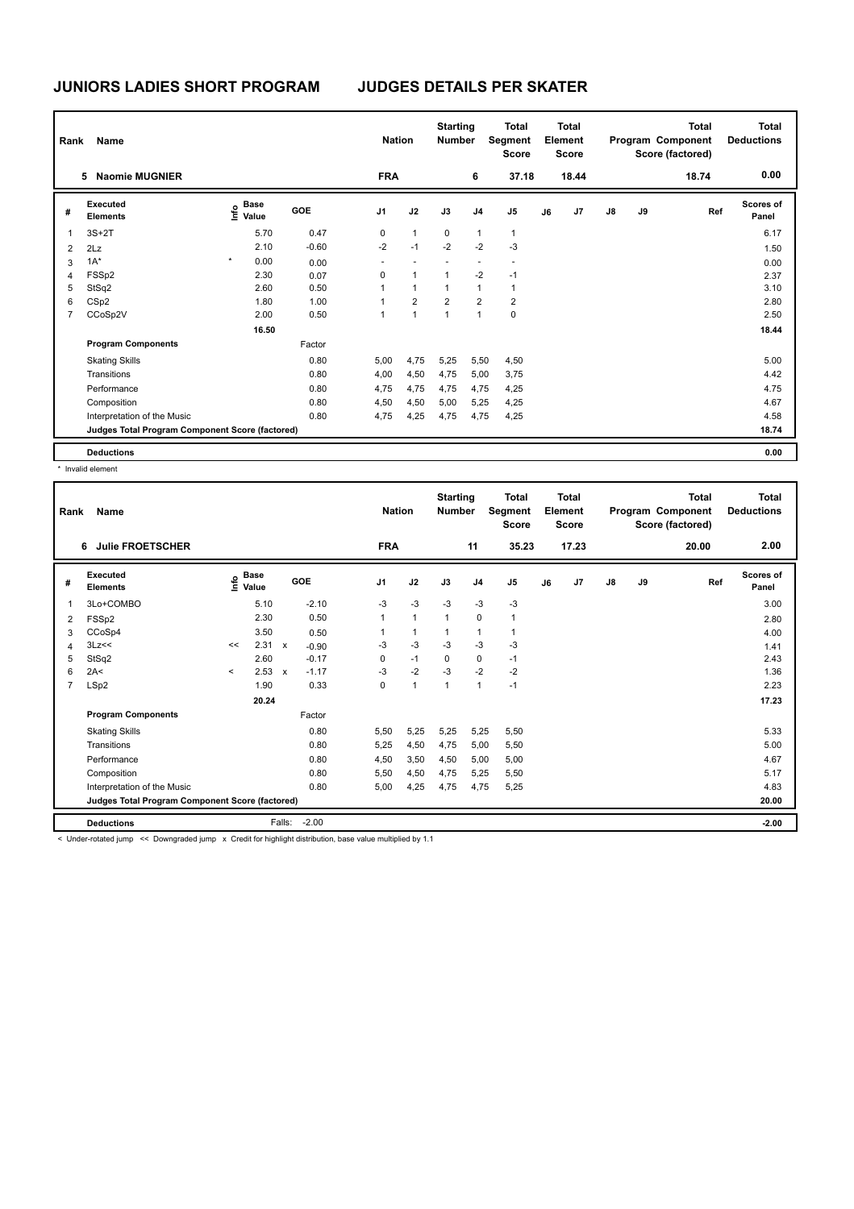# JUNIORS LADIES SHORT PROGRAM — JUDGES DETAILS PER SKATER

| Rank | Name | Nation | Starting Number | Total Segment Score | Total Element Score | Total Program Component Score (factored) | Total Deductions |
|---|---|---|---|---|---|---|---|
| 5 | Naomie MUGNIER | FRA | 6 | 37.18 | 18.44 | 18.74 | 0.00 |

| # | Executed Elements | Info | Base Value | GOE | J1 | J2 | J3 | J4 | J5 | J6 | J7 | J8 | J9 | Ref | Scores of Panel |
|---|---|---|---|---|---|---|---|---|---|---|---|---|---|---|---|
| 1 | 3S+2T | | 5.70 | 0.47 | 0 | 1 | 0 | 1 | 1 | | | | | | 6.17 |
| 2 | 2Lz | | 2.10 | -0.60 | -2 | -1 | -2 | -2 | -3 | | | | | | 1.50 |
| 3 | 1A* | * | 0.00 | 0.00 | - | - | - | - | - | | | | | | 0.00 |
| 4 | FSSp2 | | 2.30 | 0.07 | 0 | 1 | 1 | -2 | -1 | | | | | | 2.37 |
| 5 | StSq2 | | 2.60 | 0.50 | 1 | 1 | 1 | 1 | 1 | | | | | | 3.10 |
| 6 | CSp2 | | 1.80 | 1.00 | 1 | 2 | 2 | 2 | 2 | | | | | | 2.80 |
| 7 | CCoSp2V | | 2.00 | 0.50 | 1 | 1 | 1 | 1 | 0 | | | | | | 2.50 |
| | | | 16.50 | | | | | | | | | | | | 18.44 |
| | **Program Components** | | | Factor | | | | | | | | | | | |
| | Skating Skills | | | 0.80 | 5,00 | 4,75 | 5,25 | 5,50 | 4,50 | | | | | | 5.00 |
| | Transitions | | | 0.80 | 4,00 | 4,50 | 4,75 | 5,00 | 3,75 | | | | | | 4.42 |
| | Performance | | | 0.80 | 4,75 | 4,75 | 4,75 | 4,75 | 4,25 | | | | | | 4.75 |
| | Composition | | | 0.80 | 4,50 | 4,50 | 5,00 | 5,25 | 4,25 | | | | | | 4.67 |
| | Interpretation of the Music | | | 0.80 | 4,75 | 4,25 | 4,75 | 4,75 | 4,25 | | | | | | 4.58 |
| | **Judges Total Program Component Score (factored)** | | | | | | | | | | | | | | 18.74 |
| | **Deductions** | | | | | | | | | | | | | | 0.00 |

\* Invalid element

| Rank | Name | Nation | Starting Number | Total Segment Score | Total Element Score | Total Program Component Score (factored) | Total Deductions |
|---|---|---|---|---|---|---|---|
| 6 | Julie FROETSCHER | FRA | 11 | 35.23 | 17.23 | 20.00 | 2.00 |

| # | Executed Elements | Info | Base Value | | GOE | J1 | J2 | J3 | J4 | J5 | J6 | J7 | J8 | J9 | Ref | Scores of Panel |
|---|---|---|---|---|---|---|---|---|---|---|---|---|---|---|---|---|
| 1 | 3Lo+COMBO | | 5.10 | | -2.10 | -3 | -3 | -3 | -3 | -3 | | | | | | 3.00 |
| 2 | FSSp2 | | 2.30 | | 0.50 | 1 | 1 | 1 | 0 | 1 | | | | | | 2.80 |
| 3 | CCoSp4 | | 3.50 | | 0.50 | 1 | 1 | 1 | 1 | 1 | | | | | | 4.00 |
| 4 | 3Lz<< | << | 2.31 | x | -0.90 | -3 | -3 | -3 | -3 | -3 | | | | | | 1.41 |
| 5 | StSq2 | | 2.60 | | -0.17 | 0 | -1 | 0 | 0 | -1 | | | | | | 2.43 |
| 6 | 2A< | < | 2.53 | x | -1.17 | -3 | -2 | -3 | -2 | -2 | | | | | | 1.36 |
| 7 | LSp2 | | 1.90 | | 0.33 | 0 | 1 | 1 | 1 | -1 | | | | | | 2.23 |
| | | | 20.24 | | | | | | | | | | | | | 17.23 |
| | **Program Components** | | | | Factor | | | | | | | | | | | |
| | Skating Skills | | | | 0.80 | 5,50 | 5,25 | 5,25 | 5,25 | 5,50 | | | | | | 5.33 |
| | Transitions | | | | 0.80 | 5,25 | 4,50 | 4,75 | 5,00 | 5,50 | | | | | | 5.00 |
| | Performance | | | | 0.80 | 4,50 | 3,50 | 4,50 | 5,00 | 5,00 | | | | | | 4.67 |
| | Composition | | | | 0.80 | 5,50 | 4,50 | 4,75 | 5,25 | 5,50 | | | | | | 5.17 |
| | Interpretation of the Music | | | | 0.80 | 5,00 | 4,25 | 4,75 | 4,75 | 5,25 | | | | | | 4.83 |
| | **Judges Total Program Component Score (factored)** | | | | | | | | | | | | | | | 20.00 |
| | **Deductions** | | Falls: | | -2.00 | | | | | | | | | | | -2.00 |

< Under-rotated jump << Downgraded jump x Credit for highlight distribution, base value multiplied by 1.1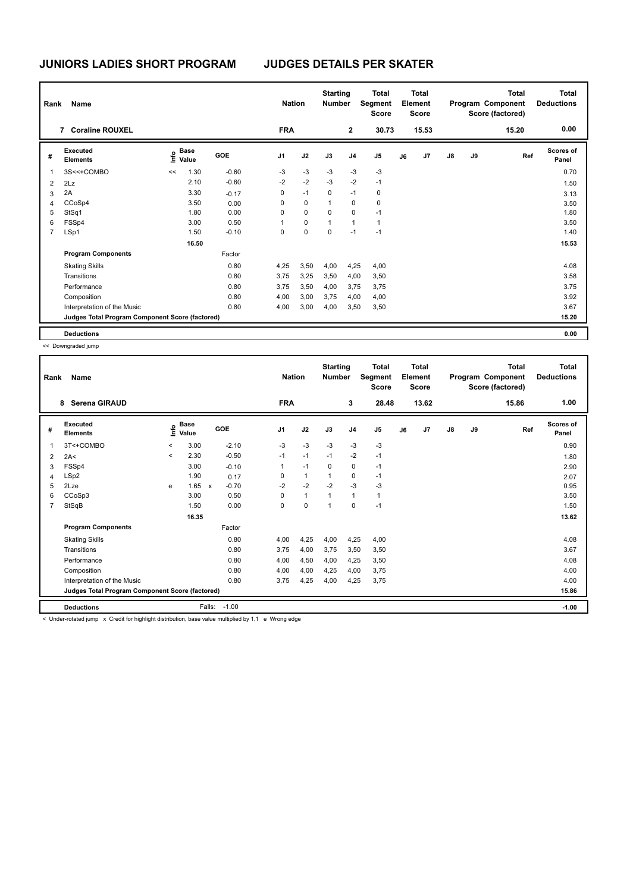# JUNIORS LADIES SHORT PROGRAM JUDGES DETAILS PER SKATER

| Rank | Name | Nation | Starting Number | Total Segment Score | Total Element Score | Total Program Component Score (factored) | Total Deductions |
|---|---|---|---|---|---|---|---|
| 7 | Coraline ROUXEL | FRA | 2 | 30.73 | 15.53 | 15.20 | 0.00 |

| # | Executed Elements | Info | Base Value | | GOE | J1 | J2 | J3 | J4 | J5 | J6 | J7 | J8 | J9 | Ref | Scores of Panel |
|---|---|---|---|---|---|---|---|---|---|---|---|---|---|---|---|---|
| 1 | 3S<<+COMBO | << | 1.30 | | -0.60 | -3 | -3 | -3 | -3 | -3 | | | | | | 0.70 |
| 2 | 2Lz | | 2.10 | | -0.60 | -2 | -2 | -3 | -2 | -1 | | | | | | 1.50 |
| 3 | 2A | | 3.30 | | -0.17 | 0 | -1 | 0 | -1 | 0 | | | | | | 3.13 |
| 4 | CCoSp4 | | 3.50 | | 0.00 | 0 | 0 | 1 | 0 | 0 | | | | | | 3.50 |
| 5 | StSq1 | | 1.80 | | 0.00 | 0 | 0 | 0 | 0 | -1 | | | | | | 1.80 |
| 6 | FSSp4 | | 3.00 | | 0.50 | 1 | 0 | 1 | 1 | 1 | | | | | | 3.50 |
| 7 | LSp1 | | 1.50 | | -0.10 | 0 | 0 | 0 | -1 | -1 | | | | | | 1.40 |
| | | | 16.50 | | | | | | | | | | | | | 15.53 |
| | **Program Components** | | | | Factor | | | | | | | | | | | |
| | Skating Skills | | | | 0.80 | 4,25 | 3,50 | 4,00 | 4,25 | 4,00 | | | | | | 4.08 |
| | Transitions | | | | 0.80 | 3,75 | 3,25 | 3,50 | 4,00 | 3,50 | | | | | | 3.58 |
| | Performance | | | | 0.80 | 3,75 | 3,50 | 4,00 | 3,75 | 3,75 | | | | | | 3.75 |
| | Composition | | | | 0.80 | 4,00 | 3,00 | 3,75 | 4,00 | 4,00 | | | | | | 3.92 |
| | Interpretation of the Music | | | | 0.80 | 4,00 | 3,00 | 4,00 | 3,50 | 3,50 | | | | | | 3.67 |
| | **Judges Total Program Component Score (factored)** | | | | | | | | | | | | | | | 15.20 |
| | **Deductions** | | | | | | | | | | | | | | | 0.00 |

<< Downgraded jump

| Rank | Name | Nation | Starting Number | Total Segment Score | Total Element Score | Total Program Component Score (factored) | Total Deductions |
|---|---|---|---|---|---|---|---|
| 8 | Serena GIRAUD | FRA | 3 | 28.48 | 13.62 | 15.86 | 1.00 |

| # | Executed Elements | Info | Base Value | | GOE | J1 | J2 | J3 | J4 | J5 | J6 | J7 | J8 | J9 | Ref | Scores of Panel |
|---|---|---|---|---|---|---|---|---|---|---|---|---|---|---|---|---|
| 1 | 3T<+COMBO | < | 3.00 | | -2.10 | -3 | -3 | -3 | -3 | -3 | | | | | | 0.90 |
| 2 | 2A< | < | 2.30 | | -0.50 | -1 | -1 | -1 | -2 | -1 | | | | | | 1.80 |
| 3 | FSSp4 | | 3.00 | | -0.10 | 1 | -1 | 0 | 0 | -1 | | | | | | 2.90 |
| 4 | LSp2 | | 1.90 | | 0.17 | 0 | 1 | 1 | 0 | -1 | | | | | | 2.07 |
| 5 | 2Lze | e | 1.65 | x | -0.70 | -2 | -2 | -2 | -3 | -3 | | | | | | 0.95 |
| 6 | CCoSp3 | | 3.00 | | 0.50 | 0 | 1 | 1 | 1 | 1 | | | | | | 3.50 |
| 7 | StSqB | | 1.50 | | 0.00 | 0 | 0 | 1 | 0 | -1 | | | | | | 1.50 |
| | | | 16.35 | | | | | | | | | | | | | 13.62 |
| | **Program Components** | | | | Factor | | | | | | | | | | | |
| | Skating Skills | | | | 0.80 | 4,00 | 4,25 | 4,00 | 4,25 | 4,00 | | | | | | 4.08 |
| | Transitions | | | | 0.80 | 3,75 | 4,00 | 3,75 | 3,50 | 3,50 | | | | | | 3.67 |
| | Performance | | | | 0.80 | 4,00 | 4,50 | 4,00 | 4,25 | 3,50 | | | | | | 4.08 |
| | Composition | | | | 0.80 | 4,00 | 4,00 | 4,25 | 4,00 | 3,75 | | | | | | 4.00 |
| | Interpretation of the Music | | | | 0.80 | 3,75 | 4,25 | 4,00 | 4,25 | 3,75 | | | | | | 4.00 |
| | **Judges Total Program Component Score (factored)** | | | | | | | | | | | | | | | 15.86 |
| | **Deductions** | | | Falls: | -1.00 | | | | | | | | | | | -1.00 |

< Under-rotated jump x Credit for highlight distribution, base value multiplied by 1.1 e Wrong edge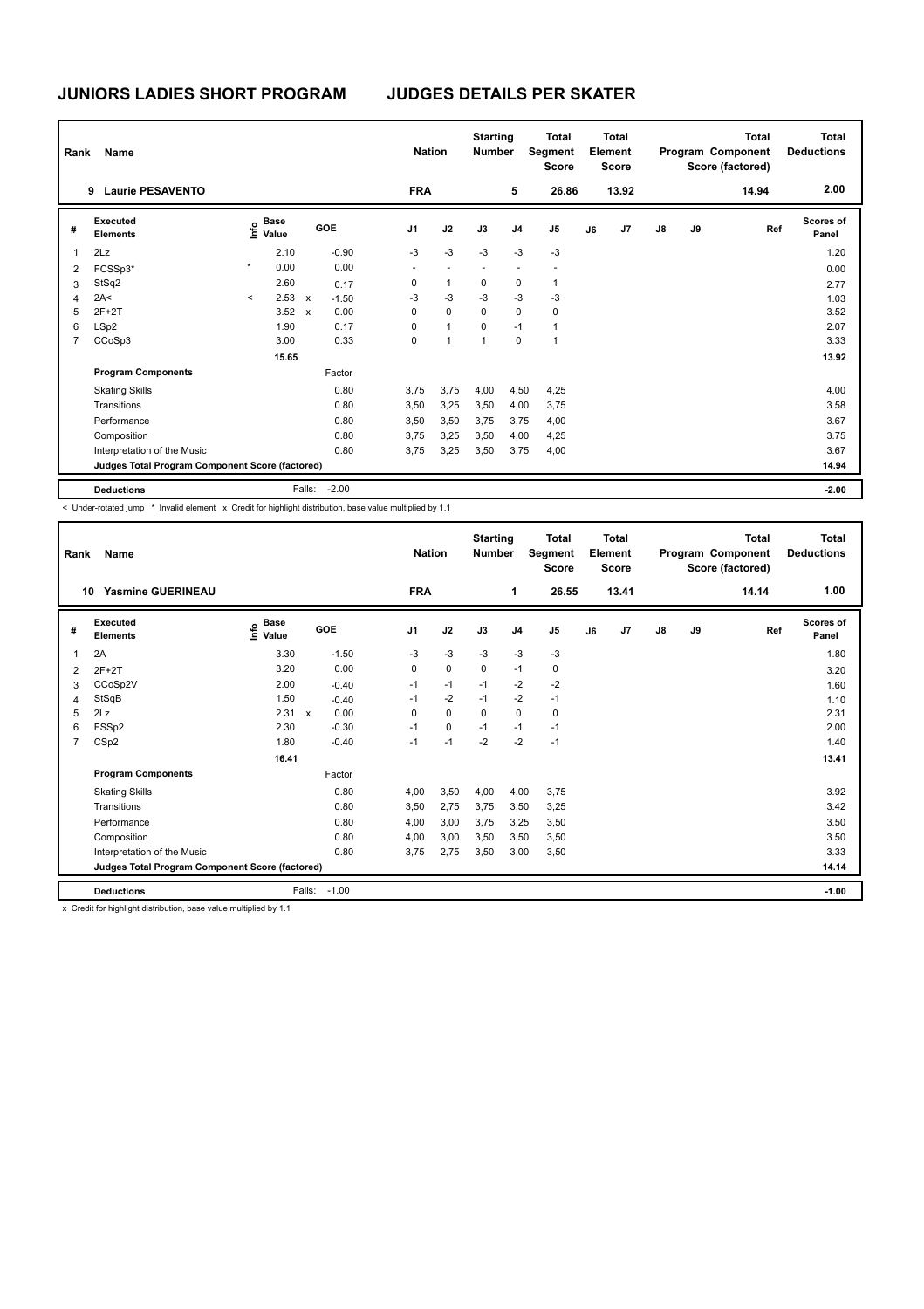# JUNIORS LADIES SHORT PROGRAM JUDGES DETAILS PER SKATER

| Rank | Name | Nation | Starting Number | Total Segment Score | Total Element Score | Total Program Component Score (factored) | Total Deductions |
|---|---|---|---|---|---|---|---|
| 9 | Laurie PESAVENTO | FRA | 5 | 26.86 | 13.92 | 14.94 | 2.00 |

| # | Executed Elements | Info | Base Value | | GOE | J1 | J2 | J3 | J4 | J5 | J6 | J7 | J8 | J9 | Ref | Scores of Panel |
|---|---|---|---|---|---|---|---|---|---|---|---|---|---|---|---|---|
| 1 | 2Lz | | 2.10 | | -0.90 | -3 | -3 | -3 | -3 | -3 | | | | | | 1.20 |
| 2 | FCSSp3* | * | 0.00 | | 0.00 | - | - | - | - | - | | | | | | 0.00 |
| 3 | StSq2 | | 2.60 | | 0.17 | 0 | 1 | 0 | 0 | 1 | | | | | | 2.77 |
| 4 | 2A< | < | 2.53 | x | -1.50 | -3 | -3 | -3 | -3 | -3 | | | | | | 1.03 |
| 5 | 2F+2T | | 3.52 | x | 0.00 | 0 | 0 | 0 | 0 | 0 | | | | | | 3.52 |
| 6 | LSp2 | | 1.90 | | 0.17 | 0 | 1 | 0 | -1 | 1 | | | | | | 2.07 |
| 7 | CCoSp3 | | 3.00 | | 0.33 | 0 | 1 | 1 | 0 | 1 | | | | | | 3.33 |
| | | | 15.65 | | | | | | | | | | | | | 13.92 |
| | **Program Components** | | | | Factor | | | | | | | | | | | |
| | Skating Skills | | | | 0.80 | 3,75 | 3,75 | 4,00 | 4,50 | 4,25 | | | | | | 4.00 |
| | Transitions | | | | 0.80 | 3,50 | 3,25 | 3,50 | 4,00 | 3,75 | | | | | | 3.58 |
| | Performance | | | | 0.80 | 3,50 | 3,50 | 3,75 | 3,75 | 4,00 | | | | | | 3.67 |
| | Composition | | | | 0.80 | 3,75 | 3,25 | 3,50 | 4,00 | 4,25 | | | | | | 3.75 |
| | Interpretation of the Music | | | | 0.80 | 3,75 | 3,25 | 3,50 | 3,75 | 4,00 | | | | | | 3.67 |
| | **Judges Total Program Component Score (factored)** | | | | | | | | | | | | | | | 14.94 |
| | **Deductions** | | | Falls: | -2.00 | | | | | | | | | | | -2.00 |

< Under-rotated jump * Invalid element x Credit for highlight distribution, base value multiplied by 1.1

| Rank | Name | Nation | Starting Number | Total Segment Score | Total Element Score | Total Program Component Score (factored) | Total Deductions |
|---|---|---|---|---|---|---|---|
| 10 | Yasmine GUERINEAU | FRA | 1 | 26.55 | 13.41 | 14.14 | 1.00 |

| # | Executed Elements | Info | Base Value | | GOE | J1 | J2 | J3 | J4 | J5 | J6 | J7 | J8 | J9 | Ref | Scores of Panel |
|---|---|---|---|---|---|---|---|---|---|---|---|---|---|---|---|---|
| 1 | 2A | | 3.30 | | -1.50 | -3 | -3 | -3 | -3 | -3 | | | | | | 1.80 |
| 2 | 2F+2T | | 3.20 | | 0.00 | 0 | 0 | 0 | -1 | 0 | | | | | | 3.20 |
| 3 | CCoSp2V | | 2.00 | | -0.40 | -1 | -1 | -1 | -2 | -2 | | | | | | 1.60 |
| 4 | StSqB | | 1.50 | | -0.40 | -1 | -2 | -1 | -2 | -1 | | | | | | 1.10 |
| 5 | 2Lz | | 2.31 | x | 0.00 | 0 | 0 | 0 | 0 | 0 | | | | | | 2.31 |
| 6 | FSSp2 | | 2.30 | | -0.30 | -1 | 0 | -1 | -1 | -1 | | | | | | 2.00 |
| 7 | CSp2 | | 1.80 | | -0.40 | -1 | -1 | -2 | -2 | -1 | | | | | | 1.40 |
| | | | 16.41 | | | | | | | | | | | | | 13.41 |
| | **Program Components** | | | | Factor | | | | | | | | | | | |
| | Skating Skills | | | | 0.80 | 4,00 | 3,50 | 4,00 | 4,00 | 3,75 | | | | | | 3.92 |
| | Transitions | | | | 0.80 | 3,50 | 2,75 | 3,75 | 3,50 | 3,25 | | | | | | 3.42 |
| | Performance | | | | 0.80 | 4,00 | 3,00 | 3,75 | 3,25 | 3,50 | | | | | | 3.50 |
| | Composition | | | | 0.80 | 4,00 | 3,00 | 3,50 | 3,50 | 3,50 | | | | | | 3.50 |
| | Interpretation of the Music | | | | 0.80 | 3,75 | 2,75 | 3,50 | 3,00 | 3,50 | | | | | | 3.33 |
| | **Judges Total Program Component Score (factored)** | | | | | | | | | | | | | | | 14.14 |
| | **Deductions** | | | Falls: | -1.00 | | | | | | | | | | | -1.00 |

x Credit for highlight distribution, base value multiplied by 1.1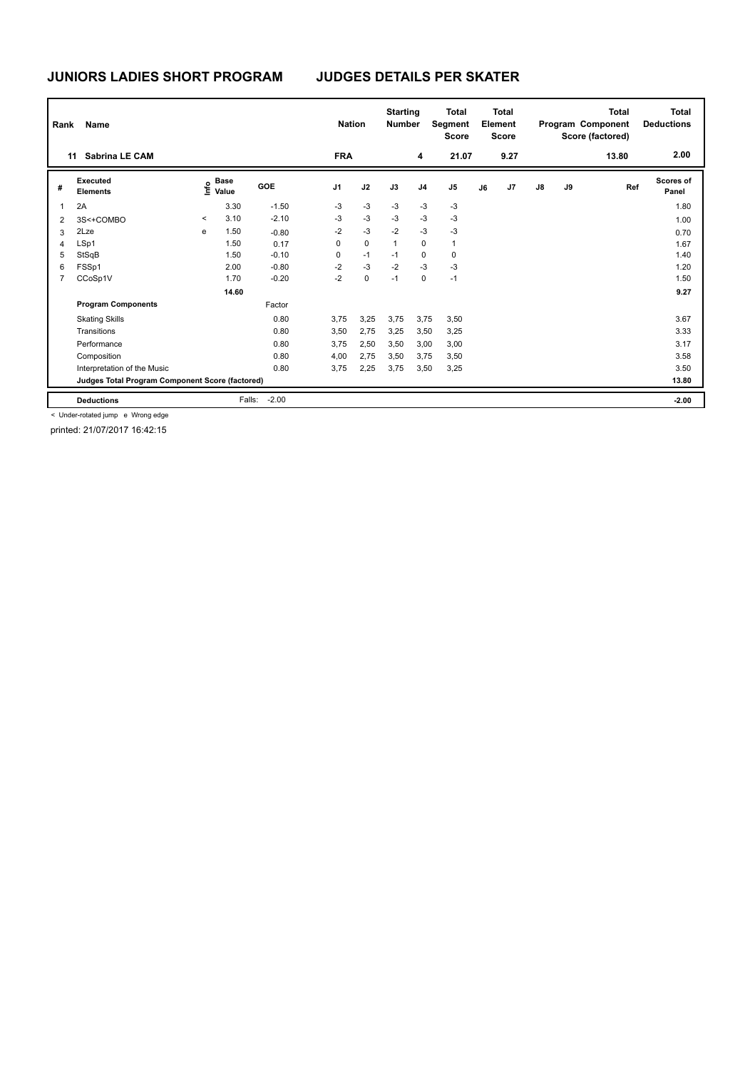# JUNIORS LADIES SHORT PROGRAM    JUDGES DETAILS PER SKATER

| Rank | Name | Nation | Starting Number | Total Segment Score | Total Element Score | Total Program Component Score (factored) | Total Deductions |
|---|---|---|---|---|---|---|---|
| 11 | Sabrina LE CAM | FRA | 4 | 21.07 | 9.27 | 13.80 | 2.00 |

| # | Executed Elements | Info | Base Value | GOE | J1 | J2 | J3 | J4 | J5 | J6 | J7 | J8 | J9 | Ref | Scores of Panel |
|---|---|---|---|---|---|---|---|---|---|---|---|---|---|---|---|
| 1 | 2A | | 3.30 | -1.50 | -3 | -3 | -3 | -3 | -3 | | | | | | 1.80 |
| 2 | 3S<+COMBO | < | 3.10 | -2.10 | -3 | -3 | -3 | -3 | -3 | | | | | | 1.00 |
| 3 | 2Lze | e | 1.50 | -0.80 | -2 | -3 | -2 | -3 | -3 | | | | | | 0.70 |
| 4 | LSp1 | | 1.50 | 0.17 | 0 | 0 | 1 | 0 | 1 | | | | | | 1.67 |
| 5 | StSqB | | 1.50 | -0.10 | 0 | -1 | -1 | 0 | 0 | | | | | | 1.40 |
| 6 | FSSp1 | | 2.00 | -0.80 | -2 | -3 | -2 | -3 | -3 | | | | | | 1.20 |
| 7 | CCoSp1V | | 1.70 | -0.20 | -2 | 0 | -1 | 0 | -1 | | | | | | 1.50 |
| | | | 14.60 | | | | | | | | | | | | 9.27 |
| | **Program Components** | | | Factor | | | | | | | | | | | |
| | Skating Skills | | | 0.80 | 3,75 | 3,25 | 3,75 | 3,75 | 3,50 | | | | | | 3.67 |
| | Transitions | | | 0.80 | 3,50 | 2,75 | 3,25 | 3,50 | 3,25 | | | | | | 3.33 |
| | Performance | | | 0.80 | 3,75 | 2,50 | 3,50 | 3,00 | 3,00 | | | | | | 3.17 |
| | Composition | | | 0.80 | 4,00 | 2,75 | 3,50 | 3,75 | 3,50 | | | | | | 3.58 |
| | Interpretation of the Music | | | 0.80 | 3,75 | 2,25 | 3,75 | 3,50 | 3,25 | | | | | | 3.50 |
| | **Judges Total Program Component Score (factored)** | | | | | | | | | | | | | | 13.80 |
| | **Deductions** | | Falls: | -2.00 | | | | | | | | | | | -2.00 |

< Under-rotated jump   e Wrong edge

printed: 21/07/2017 16:42:15